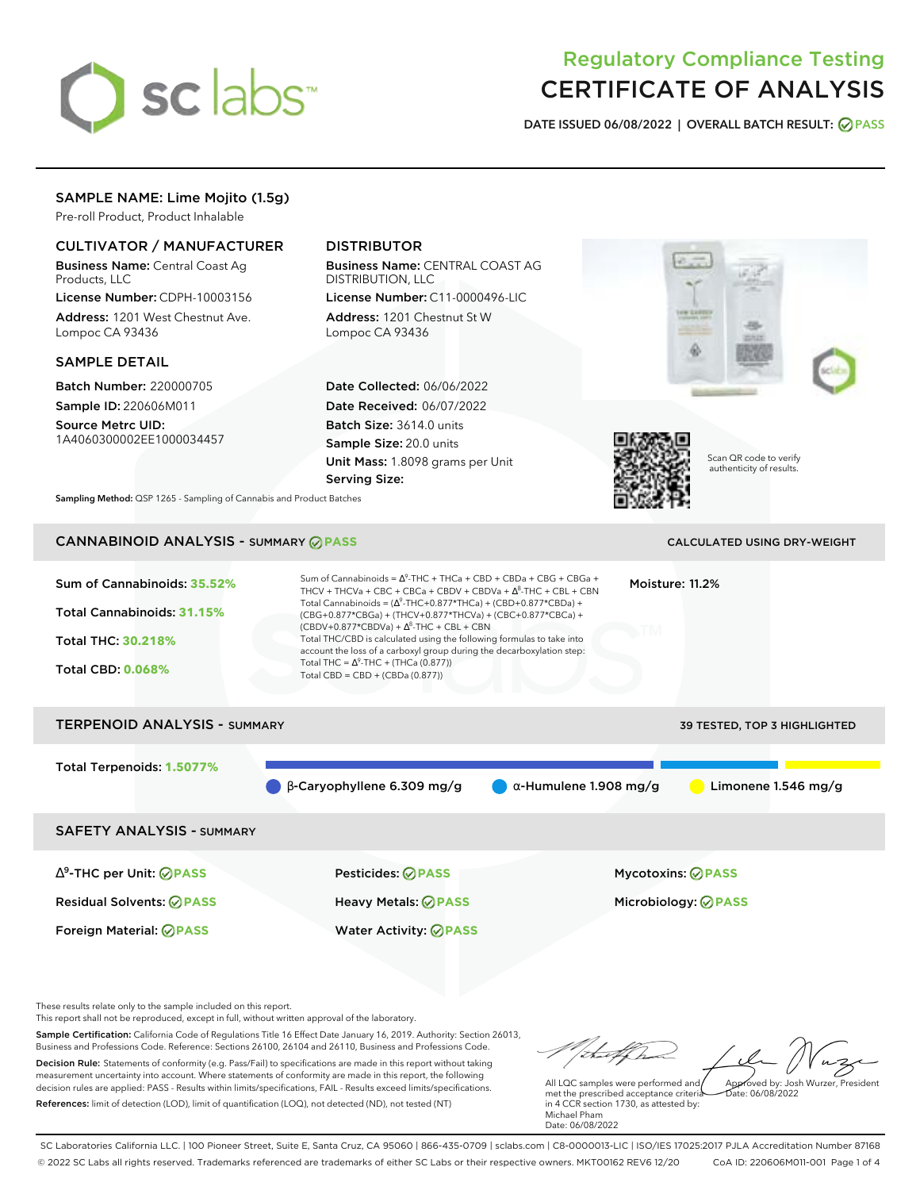# Regulatory Compliance Testing
# CERTIFICATE OF ANALYSIS

**DATE ISSUED 06/08/2022 | OVERALL BATCH RESULT: PASS**

## SAMPLE NAME: Lime Mojito (1.5g)

Pre-roll Product, Product Inhalable

### CULTIVATOR / MANUFACTURER

**Business Name:** Central Coast Ag Products, LLC
**License Number:** CDPH-10003156
**Address:** 1201 West Chestnut Ave. Lompoc CA 93436

### DISTRIBUTOR

**Business Name:** CENTRAL COAST AG DISTRIBUTION, LLC
**License Number:** C11-0000496-LIC
**Address:** 1201 Chestnut St W Lompoc CA 93436

### SAMPLE DETAIL

**Batch Number:** 220000705
**Sample ID:** 220606M011
**Source Metrc UID:** 1A4060300002EE1000034457

**Date Collected:** 06/06/2022
**Date Received:** 06/07/2022
**Batch Size:** 3614.0 units
**Sample Size:** 20.0 units
**Unit Mass:** 1.8098 grams per Unit
**Serving Size:**

Scan QR code to verify authenticity of results.

**Sampling Method:** QSP 1265 - Sampling of Cannabis and Product Batches

## CANNABINOID ANALYSIS - SUMMARY PASS

CALCULATED USING DRY-WEIGHT

**Sum of Cannabinoids:** 35.52%
**Total Cannabinoids:** 31.15%
**Total THC:** 30.218%
**Total CBD:** 0.068%

Sum of Cannabinoids = $\Delta^9$-THC + THCa + CBD + CBDa + CBG + CBGa + THCV + THCVa + CBC + CBCa + CBDV + CBDVa + $\Delta^8$-THC + CBL + CBN
Total Cannabinoids = ($\Delta^9$-THC+0.877*THCa) + (CBD+0.877*CBDa) + (CBG+0.877*CBGa) + (THCV+0.877*THCVa) + (CBC+0.877*CBCa) + (CBDV+0.877*CBDVa) + $\Delta^8$-THC + CBL + CBN
Total THC/CBD is calculated using the following formulas to take into account the loss of a carboxyl group during the decarboxylation step:
Total THC = $\Delta^9$-THC + (THCa (0.877))
Total CBD = CBD + (CBDa (0.877))

**Moisture:** 11.2%

## TERPENOID ANALYSIS - SUMMARY

39 TESTED, TOP 3 HIGHLIGHTED

**Total Terpenoids:** 1.5077%

β-Caryophyllene 6.309 mg/g | α-Humulene 1.908 mg/g | Limonene 1.546 mg/g

## SAFETY ANALYSIS - SUMMARY

| | | |
|---|---|---|
| $\Delta^9$-THC per Unit: PASS | Pesticides: PASS | Mycotoxins: PASS |
| Residual Solvents: PASS | Heavy Metals: PASS | Microbiology: PASS |
| Foreign Material: PASS | Water Activity: PASS | |

These results relate only to the sample included on this report.
This report shall not be reproduced, except in full, without written approval of the laboratory.

**Sample Certification:** California Code of Regulations Title 16 Effect Date January 16, 2019. Authority: Section 26013, Business and Professions Code. Reference: Sections 26100, 26104 and 26110, Business and Professions Code.

**Decision Rule:** Statements of conformity (e.g. Pass/Fail) to specifications are made in this report without taking measurement uncertainty into account. Where statements of conformity are made in this report, the following decision rules are applied: PASS - Results within limits/specifications, FAIL - Results exceed limits/specifications.

**References:** limit of detection (LOD), limit of quantification (LOQ), not detected (ND), not tested (NT)

All LQC samples were performed and met the prescribed acceptance criteria in 4 CCR section 1730, as attested by: Michael Pham
Date: 06/08/2022

Approved by: Josh Wurzer, President
Date: 06/08/2022

SC Laboratories California LLC. | 100 Pioneer Street, Suite E, Santa Cruz, CA 95060 | 866-435-0709 | sclabs.com | C8-0000013-LIC | ISO/IES 17025:2017 PJLA Accreditation Number 87168
© 2022 SC Labs all rights reserved. Trademarks referenced are trademarks of either SC Labs or their respective owners. MKT00162 REV6 12/20 CoA ID: 220606M011-001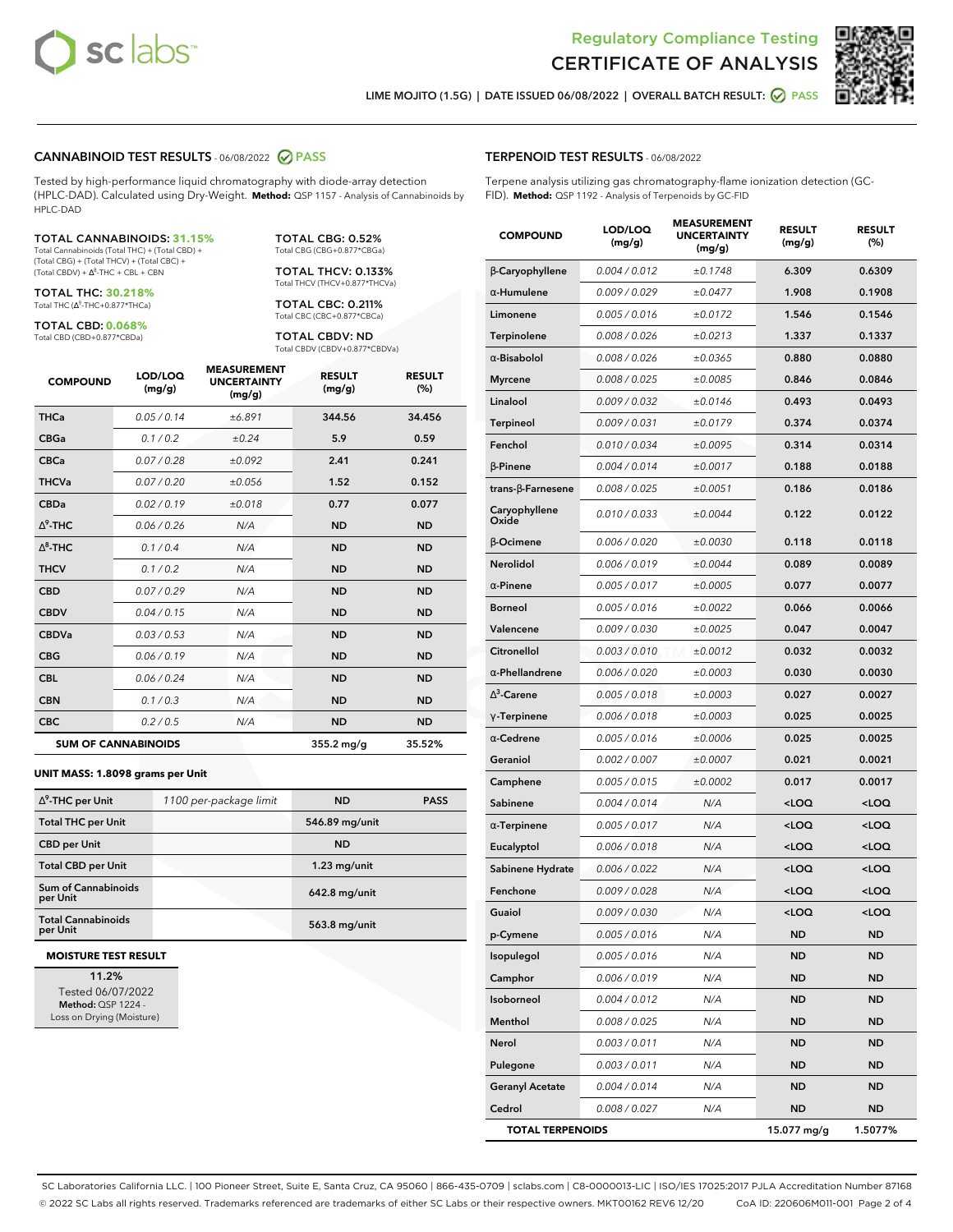# Regulatory Compliance Testing
# CERTIFICATE OF ANALYSIS

LIME MOJITO (1.5G) | DATE ISSUED 06/08/2022 | OVERALL BATCH RESULT: PASS

## CANNABINOID TEST RESULTS - 06/08/2022 PASS

Tested by high-performance liquid chromatography with diode-array detection (HPLC-DAD). Calculated using Dry-Weight. **Method:** QSP 1157 - Analysis of Cannabinoids by HPLC-DAD

**TOTAL CANNABINOIDS: 31.15%**
Total Cannabinoids (Total THC) + (Total CBD) + (Total CBG) + (Total THCV) + (Total CBC) + (Total CBDV) + $\Delta^8$-THC + CBL + CBN

**TOTAL THC: 30.218%**
Total THC ($\Delta^9$-THC+0.877*THCa)

**TOTAL CBD: 0.068%**
Total CBD (CBD+0.877*CBDa)

**TOTAL CBG: 0.52%**
Total CBG (CBG+0.877*CBGa)

**TOTAL THCV: 0.133%**
Total THCV (THCV+0.877*THCVa)

**TOTAL CBC: 0.211%**
Total CBC (CBC+0.877*CBCa)

**TOTAL CBDV: ND**
Total CBDV (CBDV+0.877*CBDVa)

| COMPOUND | LOD/LOQ (mg/g) | MEASUREMENT UNCERTAINTY (mg/g) | RESULT (mg/g) | RESULT (%) |
|---|---|---|---|---|
| THCa | 0.05 / 0.14 | ±6.891 | 344.56 | 34.456 |
| CBGa | 0.1 / 0.2 | ±0.24 | 5.9 | 0.59 |
| CBCa | 0.07 / 0.28 | ±0.092 | 2.41 | 0.241 |
| THCVa | 0.07 / 0.20 | ±0.056 | 1.52 | 0.152 |
| CBDa | 0.02 / 0.19 | ±0.018 | 0.77 | 0.077 |
| $\Delta^9$-THC | 0.06 / 0.26 | N/A | ND | ND |
| $\Delta^8$-THC | 0.1 / 0.4 | N/A | ND | ND |
| THCV | 0.1 / 0.2 | N/A | ND | ND |
| CBD | 0.07 / 0.29 | N/A | ND | ND |
| CBDV | 0.04 / 0.15 | N/A | ND | ND |
| CBDVa | 0.03 / 0.53 | N/A | ND | ND |
| CBG | 0.06 / 0.19 | N/A | ND | ND |
| CBL | 0.06 / 0.24 | N/A | ND | ND |
| CBN | 0.1 / 0.3 | N/A | ND | ND |
| CBC | 0.2 / 0.5 | N/A | ND | ND |
| **SUM OF CANNABINOIDS** | | | **355.2 mg/g** | **35.52%** |

**UNIT MASS: 1.8098 grams per Unit**

| | | | |
|---|---|---|---|
| $\Delta^9$-THC per Unit | 1100 per-package limit | ND | PASS |
| Total THC per Unit | | 546.89 mg/unit | |
| CBD per Unit | | ND | |
| Total CBD per Unit | | 1.23 mg/unit | |
| Sum of Cannabinoids per Unit | | 642.8 mg/unit | |
| Total Cannabinoids per Unit | | 563.8 mg/unit | |

**MOISTURE TEST RESULT**

11.2%
Tested 06/07/2022
**Method:** QSP 1224 - Loss on Drying (Moisture)

## TERPENOID TEST RESULTS - 06/08/2022

Terpene analysis utilizing gas chromatography-flame ionization detection (GC-FID). **Method:** QSP 1192 - Analysis of Terpenoids by GC-FID

| COMPOUND | LOD/LOQ (mg/g) | MEASUREMENT UNCERTAINTY (mg/g) | RESULT (mg/g) | RESULT (%) |
|---|---|---|---|---|
| β-Caryophyllene | 0.004 / 0.012 | ±0.1748 | 6.309 | 0.6309 |
| α-Humulene | 0.009 / 0.029 | ±0.0477 | 1.908 | 0.1908 |
| Limonene | 0.005 / 0.016 | ±0.0172 | 1.546 | 0.1546 |
| Terpinolene | 0.008 / 0.026 | ±0.0213 | 1.337 | 0.1337 |
| α-Bisabolol | 0.008 / 0.026 | ±0.0365 | 0.880 | 0.0880 |
| Myrcene | 0.008 / 0.025 | ±0.0085 | 0.846 | 0.0846 |
| Linalool | 0.009 / 0.032 | ±0.0146 | 0.493 | 0.0493 |
| Terpineol | 0.009 / 0.031 | ±0.0179 | 0.374 | 0.0374 |
| Fenchol | 0.010 / 0.034 | ±0.0095 | 0.314 | 0.0314 |
| β-Pinene | 0.004 / 0.014 | ±0.0017 | 0.188 | 0.0188 |
| trans-β-Farnesene | 0.008 / 0.025 | ±0.0051 | 0.186 | 0.0186 |
| Caryophyllene Oxide | 0.010 / 0.033 | ±0.0044 | 0.122 | 0.0122 |
| β-Ocimene | 0.006 / 0.020 | ±0.0030 | 0.118 | 0.0118 |
| Nerolidol | 0.006 / 0.019 | ±0.0044 | 0.089 | 0.0089 |
| α-Pinene | 0.005 / 0.017 | ±0.0005 | 0.077 | 0.0077 |
| Borneol | 0.005 / 0.016 | ±0.0022 | 0.066 | 0.0066 |
| Valencene | 0.009 / 0.030 | ±0.0025 | 0.047 | 0.0047 |
| Citronellol | 0.003 / 0.010 | ±0.0012 | 0.032 | 0.0032 |
| α-Phellandrene | 0.006 / 0.020 | ±0.0003 | 0.030 | 0.0030 |
| $\Delta^3$-Carene | 0.005 / 0.018 | ±0.0003 | 0.027 | 0.0027 |
| γ-Terpinene | 0.006 / 0.018 | ±0.0003 | 0.025 | 0.0025 |
| α-Cedrene | 0.005 / 0.016 | ±0.0006 | 0.025 | 0.0025 |
| Geraniol | 0.002 / 0.007 | ±0.0007 | 0.021 | 0.0021 |
| Camphene | 0.005 / 0.015 | ±0.0002 | 0.017 | 0.0017 |
| Sabinene | 0.004 / 0.014 | N/A | <LOQ | <LOQ |
| α-Terpinene | 0.005 / 0.017 | N/A | <LOQ | <LOQ |
| Eucalyptol | 0.006 / 0.018 | N/A | <LOQ | <LOQ |
| Sabinene Hydrate | 0.006 / 0.022 | N/A | <LOQ | <LOQ |
| Fenchone | 0.009 / 0.028 | N/A | <LOQ | <LOQ |
| Guaiol | 0.009 / 0.030 | N/A | <LOQ | <LOQ |
| p-Cymene | 0.005 / 0.016 | N/A | ND | ND |
| Isopulegol | 0.005 / 0.016 | N/A | ND | ND |
| Camphor | 0.006 / 0.019 | N/A | ND | ND |
| Isoborneol | 0.004 / 0.012 | N/A | ND | ND |
| Menthol | 0.008 / 0.025 | N/A | ND | ND |
| Nerol | 0.003 / 0.011 | N/A | ND | ND |
| Pulegone | 0.003 / 0.011 | N/A | ND | ND |
| Geranyl Acetate | 0.004 / 0.014 | N/A | ND | ND |
| Cedrol | 0.008 / 0.027 | N/A | ND | ND |
| **TOTAL TERPENOIDS** | | | **15.077 mg/g** | **1.5077%** |

SC Laboratories California LLC. | 100 Pioneer Street, Suite E, Santa Cruz, CA 95060 | 866-435-0709 | sclabs.com | C8-0000013-LIC | ISO/IES 17025:2017 PJLA Accreditation Number 87168
© 2022 SC Labs all rights reserved. Trademarks referenced are trademarks of either SC Labs or their respective owners. MKT00162 REV6 12/20 CoA ID: 220606M011-001